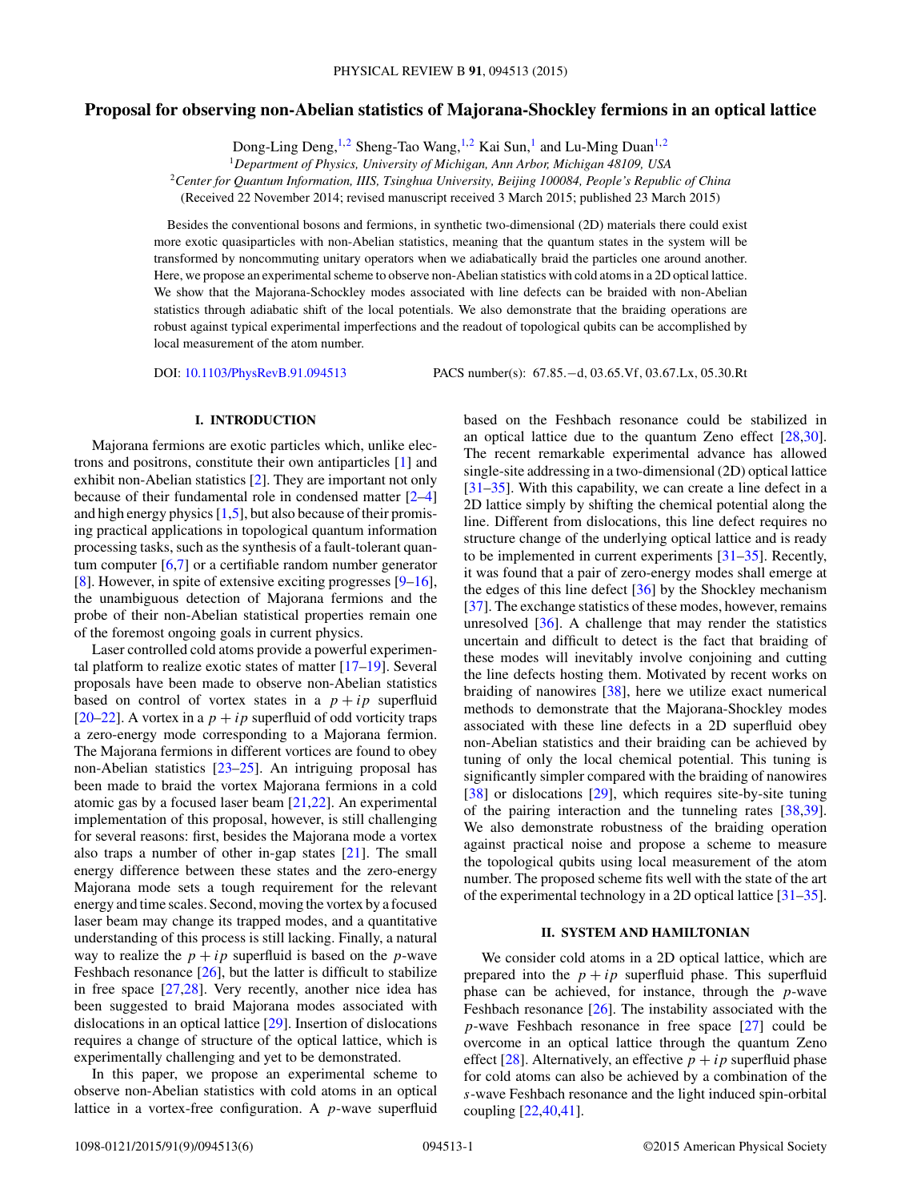# Proposal for observing non-Abelian statistics of Majorana-Shockley fermions in an optical lattice

Dong-Ling Deng,[1,2] Sheng-Tao Wang,[1,2] Kai Sun,[1] and Lu-Ming Duan[1,2]

[1]*Department of Physics, University of Michigan, Ann Arbor, Michigan 48109, USA*

[2]*Center for Quantum Information, IIIS, Tsinghua University, Beijing 100084, People's Republic of China*

(Received 22 November 2014; revised manuscript received 3 March 2015; published 23 March 2015)

Besides the conventional bosons and fermions, in synthetic two-dimensional (2D) materials there could exist more exotic quasiparticles with non-Abelian statistics, meaning that the quantum states in the system will be transformed by noncommuting unitary operators when we adiabatically braid the particles one around another. Here, we propose an experimental scheme to observe non-Abelian statistics with cold atoms in a 2D optical lattice. We show that the Majorana-Schockley modes associated with line defects can be braided with non-Abelian statistics through adiabatic shift of the local potentials. We also demonstrate that the braiding operations are robust against typical experimental imperfections and the readout of topological qubits can be accomplished by local measurement of the atom number.

DOI: 10.1103/PhysRevB.91.094513 PACS number(s): 67.85.−d, 03.65.Vf, 03.67.Lx, 05.30.Rt

## I. INTRODUCTION

Majorana fermions are exotic particles which, unlike electrons and positrons, constitute their own antiparticles [1] and exhibit non-Abelian statistics [2]. They are important not only because of their fundamental role in condensed matter [2–4] and high energy physics [1,5], but also because of their promising practical applications in topological quantum information processing tasks, such as the synthesis of a fault-tolerant quantum computer [6,7] or a certifiable random number generator [8]. However, in spite of extensive exciting progresses [9–16], the unambiguous detection of Majorana fermions and the probe of their non-Abelian statistical properties remain one of the foremost ongoing goals in current physics.

Laser controlled cold atoms provide a powerful experimental platform to realize exotic states of matter [17–19]. Several proposals have been made to observe non-Abelian statistics based on control of vortex states in a $p + ip$ superfluid [20–22]. A vortex in a $p + ip$ superfluid of odd vorticity traps a zero-energy mode corresponding to a Majorana fermion. The Majorana fermions in different vortices are found to obey non-Abelian statistics [23–25]. An intriguing proposal has been made to braid the vortex Majorana fermions in a cold atomic gas by a focused laser beam [21,22]. An experimental implementation of this proposal, however, is still challenging for several reasons: first, besides the Majorana mode a vortex also traps a number of other in-gap states [21]. The small energy difference between these states and the zero-energy Majorana mode sets a tough requirement for the relevant energy and time scales. Second, moving the vortex by a focused laser beam may change its trapped modes, and a quantitative understanding of this process is still lacking. Finally, a natural way to realize the $p + ip$ superfluid is based on the $p$-wave Feshbach resonance [26], but the latter is difficult to stabilize in free space [27,28]. Very recently, another nice idea has been suggested to braid Majorana modes associated with dislocations in an optical lattice [29]. Insertion of dislocations requires a change of structure of the optical lattice, which is experimentally challenging and yet to be demonstrated.

In this paper, we propose an experimental scheme to observe non-Abelian statistics with cold atoms in an optical lattice in a vortex-free configuration. A $p$-wave superfluid based on the Feshbach resonance could be stabilized in an optical lattice due to the quantum Zeno effect [28,30]. The recent remarkable experimental advance has allowed single-site addressing in a two-dimensional (2D) optical lattice [31–35]. With this capability, we can create a line defect in a 2D lattice simply by shifting the chemical potential along the line. Different from dislocations, this line defect requires no structure change of the underlying optical lattice and is ready to be implemented in current experiments [31–35]. Recently, it was found that a pair of zero-energy modes shall emerge at the edges of this line defect [36] by the Shockley mechanism [37]. The exchange statistics of these modes, however, remains unresolved [36]. A challenge that may render the statistics uncertain and difficult to detect is the fact that braiding of these modes will inevitably involve conjoining and cutting the line defects hosting them. Motivated by recent works on braiding of nanowires [38], here we utilize exact numerical methods to demonstrate that the Majorana-Shockley modes associated with these line defects in a 2D superfluid obey non-Abelian statistics and their braiding can be achieved by tuning of only the local chemical potential. This tuning is significantly simpler compared with the braiding of nanowires [38] or dislocations [29], which requires site-by-site tuning of the pairing interaction and the tunneling rates [38,39]. We also demonstrate robustness of the braiding operation against practical noise and propose a scheme to measure the topological qubits using local measurement of the atom number. The proposed scheme fits well with the state of the art of the experimental technology in a 2D optical lattice [31–35].

## II. SYSTEM AND HAMILTONIAN

We consider cold atoms in a 2D optical lattice, which are prepared into the $p + ip$ superfluid phase. This superfluid phase can be achieved, for instance, through the $p$-wave Feshbach resonance [26]. The instability associated with the $p$-wave Feshbach resonance in free space [27] could be overcome in an optical lattice through the quantum Zeno effect [28]. Alternatively, an effective $p + ip$ superfluid phase for cold atoms can also be achieved by a combination of the $s$-wave Feshbach resonance and the light induced spin-orbital coupling [22,40,41].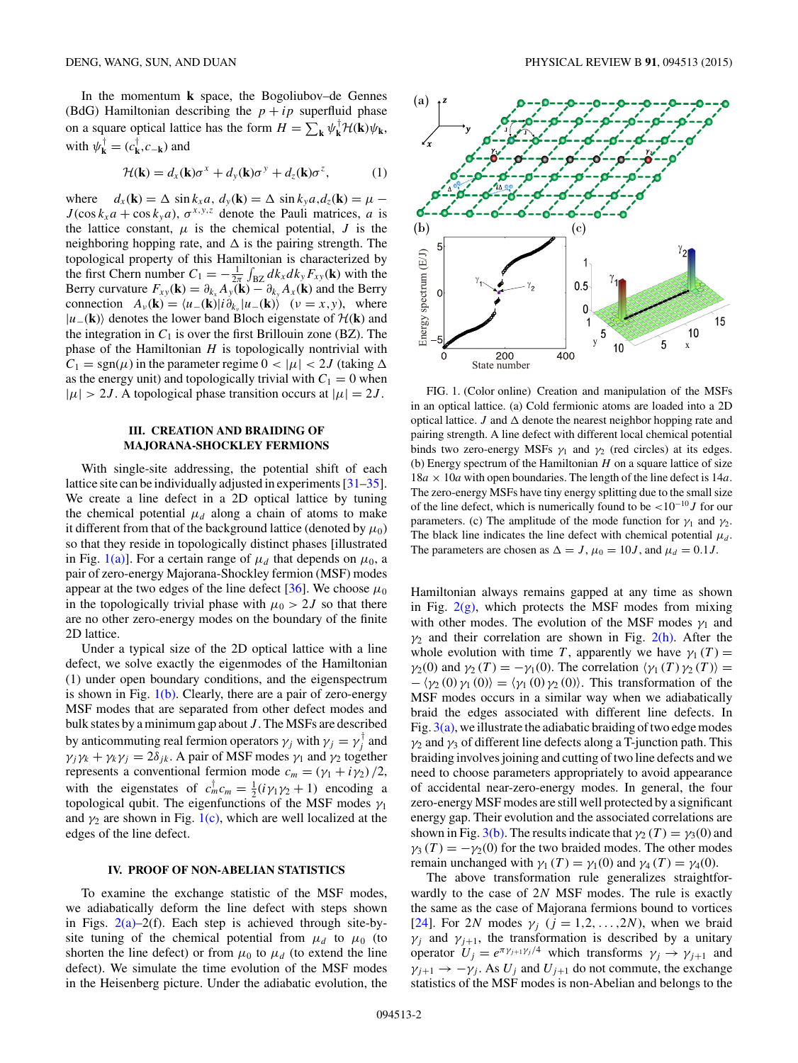In the momentum $\mathbf{k}$ space, the Bogoliubov–de Gennes (BdG) Hamiltonian describing the $p + ip$ superfluid phase on a square optical lattice has the form $H = \sum_{\mathbf{k}} \psi_{\mathbf{k}}^{\dagger} \mathcal{H}(\mathbf{k}) \psi_{\mathbf{k}}$, with $\psi_{\mathbf{k}}^{\dagger} = (c_{\mathbf{k}}^{\dagger}, c_{-\mathbf{k}})$ and

$$\mathcal{H}(\mathbf{k}) = d_x(\mathbf{k})\sigma^x + d_y(\mathbf{k})\sigma^y + d_z(\mathbf{k})\sigma^z, \tag{1}$$

where $d_x(\mathbf{k}) = \Delta \sin k_x a$, $d_y(\mathbf{k}) = \Delta \sin k_y a$, $d_z(\mathbf{k}) = \mu - J(\cos k_x a + \cos k_y a)$, $\sigma^{x,y,z}$ denote the Pauli matrices, $a$ is the lattice constant, $\mu$ is the chemical potential, $J$ is the neighboring hopping rate, and $\Delta$ is the pairing strength. The topological property of this Hamiltonian is characterized by the first Chern number $C_1 = -\frac{1}{2\pi}\int_{\mathrm{BZ}} dk_x dk_y F_{xy}(\mathbf{k})$ with the Berry curvature $F_{xy}(\mathbf{k}) = \partial_{k_x} A_y(\mathbf{k}) - \partial_{k_y} A_x(\mathbf{k})$ and the Berry connection $A_\nu(\mathbf{k}) = \langle u_-(\mathbf{k})|i\partial_{k_\nu}|u_-(\mathbf{k})\rangle$ $(\nu = x,y)$, where $|u_-(\mathbf{k})\rangle$ denotes the lower band Bloch eigenstate of $\mathcal{H}(\mathbf{k})$ and the integration in $C_1$ is over the first Brillouin zone (BZ). The phase of the Hamiltonian $H$ is topologically nontrivial with $C_1 = \mathrm{sgn}(\mu)$ in the parameter regime $0 < |\mu| < 2J$ (taking $\Delta$ as the energy unit) and topologically trivial with $C_1 = 0$ when $|\mu| > 2J$. A topological phase transition occurs at $|\mu| = 2J$.

## III. CREATION AND BRAIDING OF MAJORANA-SHOCKLEY FERMIONS

With single-site addressing, the potential shift of each lattice site can be individually adjusted in experiments [31–35]. We create a line defect in a 2D optical lattice by tuning the chemical potential $\mu_d$ along a chain of atoms to make it different from that of the background lattice (denoted by $\mu_0$) so that they reside in topologically distinct phases [illustrated in Fig. 1(a)]. For a certain range of $\mu_d$ that depends on $\mu_0$, a pair of zero-energy Majorana-Shockley fermion (MSF) modes appear at the two edges of the line defect [36]. We choose $\mu_0$ in the topologically trivial phase with $\mu_0 > 2J$ so that there are no other zero-energy modes on the boundary of the finite 2D lattice.

Under a typical size of the 2D optical lattice with a line defect, we solve exactly the eigenmodes of the Hamiltonian (1) under open boundary conditions, and the eigenspectrum is shown in Fig. 1(b). Clearly, there are a pair of zero-energy MSF modes that are separated from other defect modes and bulk states by a minimum gap about $J$. The MSFs are described by anticommuting real fermion operators $\gamma_j$ with $\gamma_j = \gamma_j^{\dagger}$ and $\gamma_j\gamma_k + \gamma_k\gamma_j = 2\delta_{jk}$. A pair of MSF modes $\gamma_1$ and $\gamma_2$ together represents a conventional fermion mode $c_m = (\gamma_1 + i\gamma_2)/2$, with the eigenstates of $c_m^{\dagger}c_m = \frac{1}{2}(i\gamma_1\gamma_2 + 1)$ encoding a topological qubit. The eigenfunctions of the MSF modes $\gamma_1$ and $\gamma_2$ are shown in Fig. 1(c), which are well localized at the edges of the line defect.

FIG. 1. (Color online) Creation and manipulation of the MSFs in an optical lattice. (a) Cold fermionic atoms are loaded into a 2D optical lattice. $J$ and $\Delta$ denote the nearest neighbor hopping rate and pairing strength. A line defect with different local chemical potential binds two zero-energy MSFs $\gamma_1$ and $\gamma_2$ (red circles) at its edges. (b) Energy spectrum of the Hamiltonian $H$ on a square lattice of size $18a \times 10a$ with open boundaries. The length of the line defect is $14a$. The zero-energy MSFs have tiny energy splitting due to the small size of the line defect, which is numerically found to be $<10^{-10}J$ for our parameters. (c) The amplitude of the mode function for $\gamma_1$ and $\gamma_2$. The black line indicates the line defect with chemical potential $\mu_d$. The parameters are chosen as $\Delta = J$, $\mu_0 = 10J$, and $\mu_d = 0.1J$.

## IV. PROOF OF NON-ABELIAN STATISTICS

To examine the exchange statistic of the MSF modes, we adiabatically deform the line defect with steps shown in Figs. 2(a)–2(f). Each step is achieved through site-by-site tuning of the chemical potential from $\mu_d$ to $\mu_0$ (to shorten the line defect) or from $\mu_0$ to $\mu_d$ (to extend the line defect). We simulate the time evolution of the MSF modes in the Heisenberg picture. Under the adiabatic evolution, the Hamiltonian always remains gapped at any time as shown in Fig. 2(g), which protects the MSF modes from mixing with other modes. The evolution of the MSF modes $\gamma_1$ and $\gamma_2$ and their correlation are shown in Fig. 2(h). After the whole evolution with time $T$, apparently we have $\gamma_1(T) = \gamma_2(0)$ and $\gamma_2(T) = -\gamma_1(0)$. The correlation $\langle\gamma_1(T)\gamma_2(T)\rangle = -\langle\gamma_2(0)\gamma_1(0)\rangle = \langle\gamma_1(0)\gamma_2(0)\rangle$. This transformation of the MSF modes occurs in a similar way when we adiabatically braid the edges associated with different line defects. In Fig. 3(a), we illustrate the adiabatic braiding of two edge modes $\gamma_2$ and $\gamma_3$ of different line defects along a T-junction path. This braiding involves joining and cutting of two line defects and we need to choose parameters appropriately to avoid appearance of accidental near-zero-energy modes. In general, the four zero-energy MSF modes are still well protected by a significant energy gap. Their evolution and the associated correlations are shown in Fig. 3(b). The results indicate that $\gamma_2(T) = \gamma_3(0)$ and $\gamma_3(T) = -\gamma_2(0)$ for the two braided modes. The other modes remain unchanged with $\gamma_1(T) = \gamma_1(0)$ and $\gamma_4(T) = \gamma_4(0)$.

The above transformation rule generalizes straightforwardly to the case of $2N$ MSF modes. The rule is exactly the same as the case of Majorana fermions bound to vortices [24]. For $2N$ modes $\gamma_j$ $(j = 1,2,\ldots,2N)$, when we braid $\gamma_j$ and $\gamma_{j+1}$, the transformation is described by a unitary operator $U_j = e^{\pi\gamma_{j+1}\gamma_j/4}$ which transforms $\gamma_j \to \gamma_{j+1}$ and $\gamma_{j+1} \to -\gamma_j$. As $U_j$ and $U_{j+1}$ do not commute, the exchange statistics of the MSF modes is non-Abelian and belongs to the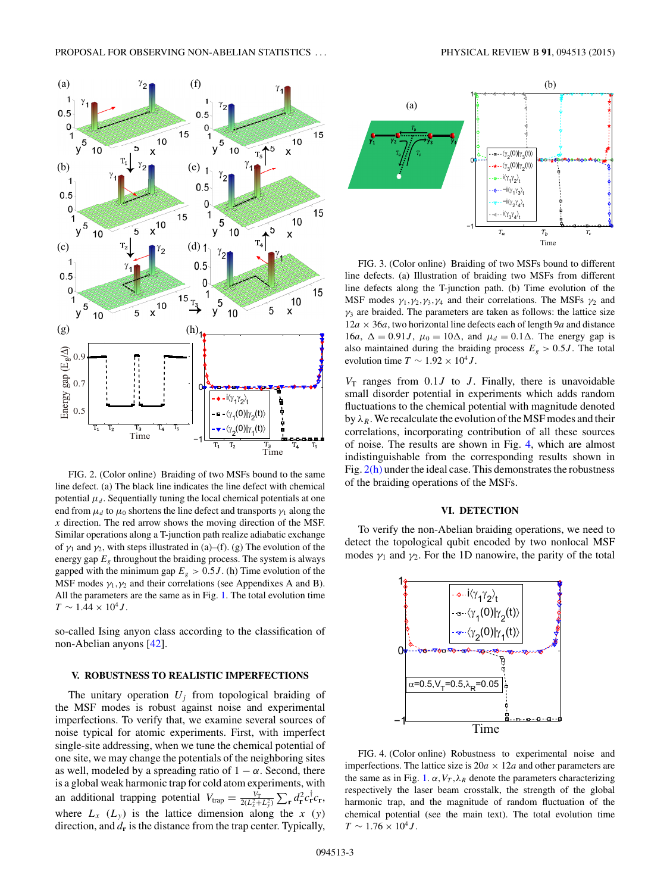FIG. 2. (Color online) Braiding of two MSFs bound to the same line defect. (a) The black line indicates the line defect with chemical potential $\mu_d$. Sequentially tuning the local chemical potentials at one end from $\mu_d$ to $\mu_0$ shortens the line defect and transports $\gamma_1$ along the $x$ direction. The red arrow shows the moving direction of the MSF. Similar operations along a T-junction path realize adiabatic exchange of $\gamma_1$ and $\gamma_2$, with steps illustrated in (a)–(f). (g) The evolution of the energy gap $E_g$ throughout the braiding process. The system is always gapped with the minimum gap $E_g > 0.5J$. (h) Time evolution of the MSF modes $\gamma_1,\gamma_2$ and their correlations (see Appendixes A and B). All the parameters are the same as in Fig. 1. The total evolution time $T \sim 1.44 \times 10^4 J$.

so-called Ising anyon class according to the classification of non-Abelian anyons [42].

## V. ROBUSTNESS TO REALISTIC IMPERFECTIONS

The unitary operation $U_j$ from topological braiding of the MSF modes is robust against noise and experimental imperfections. To verify that, we examine several sources of noise typical for atomic experiments. First, with imperfect single-site addressing, when we tune the chemical potential of one site, we may change the potentials of the neighboring sites as well, modeled by a spreading ratio of $1-\alpha$. Second, there is a global weak harmonic trap for cold atom experiments, with an additional trapping potential $V_{\text{trap}} = \frac{V_T}{2(L_x^2+L_y^2)}\sum_{\mathbf{r}} d_{\mathbf{r}}^2 c_{\mathbf{r}}^\dagger c_{\mathbf{r}}$, where $L_x$ ($L_y$) is the lattice dimension along the $x$ ($y$) direction, and $d_{\mathbf{r}}$ is the distance from the trap center. Typically, $V_T$ ranges from $0.1J$ to $J$. Finally, there is unavoidable small disorder potential in experiments which adds random fluctuations to the chemical potential with magnitude denoted by $\lambda_R$. We recalculate the evolution of the MSF modes and their correlations, incorporating contribution of all these sources of noise. The results are shown in Fig. 4, which are almost indistinguishable from the corresponding results shown in Fig. 2(h) under the ideal case. This demonstrates the robustness of the braiding operations of the MSFs.

FIG. 3. (Color online) Braiding of two MSFs bound to different line defects. (a) Illustration of braiding two MSFs from different line defects along the T-junction path. (b) Time evolution of the MSF modes $\gamma_1,\gamma_2,\gamma_3,\gamma_4$ and their correlations. The MSFs $\gamma_2$ and $\gamma_3$ are braided. The parameters are taken as follows: the lattice size $12a \times 36a$, two horizontal line defects each of length $9a$ and distance $16a$, $\Delta = 0.91J$, $\mu_0 = 10\Delta$, and $\mu_d = 0.1\Delta$. The energy gap is also maintained during the braiding process $E_g > 0.5J$. The total evolution time $T \sim 1.92 \times 10^4 J$.

## VI. DETECTION

To verify the non-Abelian braiding operations, we need to detect the topological qubit encoded by two nonlocal MSF modes $\gamma_1$ and $\gamma_2$. For the 1D nanowire, the parity of the total

FIG. 4. (Color online) Robustness to experimental noise and imperfections. The lattice size is $20a \times 12a$ and other parameters are the same as in Fig. 1. $\alpha, V_T, \lambda_R$ denote the parameters characterizing respectively the laser beam crosstalk, the strength of the global harmonic trap, and the magnitude of random fluctuation of the chemical potential (see the main text). The total evolution time $T \sim 1.76 \times 10^4 J$.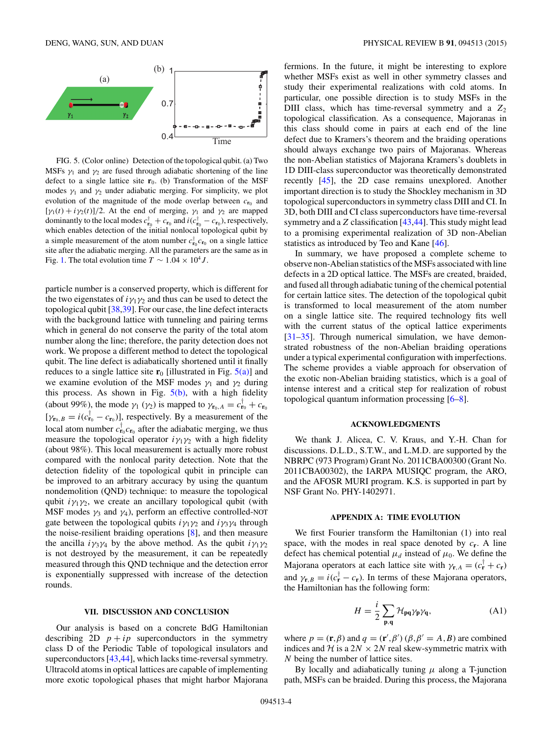FIG. 5. (Color online) Detection of the topological qubit. (a) Two MSFs $\gamma_1$ and $\gamma_2$ are fused through adiabatic shortening of the line defect to a single lattice site $\mathbf{r}_0$. (b) Transformation of the MSF modes $\gamma_1$ and $\gamma_2$ under adiabatic merging. For simplicity, we plot evolution of the magnitude of the mode overlap between $c_{\mathbf{r}_0}$ and $[\gamma_1(t) + i\gamma_2(t)]/2$. At the end of merging, $\gamma_1$ and $\gamma_2$ are mapped dominantly to the local modes $c_{\mathbf{r}_0}^\dagger + c_{\mathbf{r}_0}$ and $i(c_{\mathbf{r}_0}^\dagger - c_{\mathbf{r}_0})$, respectively, which enables detection of the initial nonlocal topological qubit by a simple measurement of the atom number $c_{\mathbf{r}_0}^\dagger c_{\mathbf{r}_0}$ on a single lattice site after the adiabatic merging. All the parameters are the same as in Fig. 1. The total evolution time $T \sim 1.04 \times 10^4 J$.

particle number is a conserved property, which is different for the two eigenstates of $i\gamma_1\gamma_2$ and thus can be used to detect the topological qubit [38,39]. For our case, the line defect interacts with the background lattice with tunneling and pairing terms which in general do not conserve the parity of the total atom number along the line; therefore, the parity detection does not work. We propose a different method to detect the topological qubit. The line defect is adiabatically shortened until it finally reduces to a single lattice site $\mathbf{r}_0$ [illustrated in Fig. 5(a)] and we examine evolution of the MSF modes $\gamma_1$ and $\gamma_2$ during this process. As shown in Fig. 5(b), with a high fidelity (about 99%), the mode $\gamma_1$ ($\gamma_2$) is mapped to $\gamma_{\mathbf{r}_0,A} = c_{\mathbf{r}_0}^\dagger + c_{\mathbf{r}_0}$ [$\gamma_{\mathbf{r}_0,B} = i(c_{\mathbf{r}_0}^\dagger - c_{\mathbf{r}_0})$], respectively. By a measurement of the local atom number $c_{\mathbf{r}_0}^\dagger c_{\mathbf{r}_0}$ after the adiabatic merging, we thus measure the topological operator $i\gamma_1\gamma_2$ with a high fidelity (about 98%). This local measurement is actually more robust compared with the nonlocal parity detection. Note that the detection fidelity of the topological qubit in principle can be improved to an arbitrary accuracy by using the quantum nondemolition (QND) technique: to measure the topological qubit $i\gamma_1\gamma_2$, we create an ancillary topological qubit (with MSF modes $\gamma_3$ and $\gamma_4$), perform an effective controlled-NOT gate between the topological qubits $i\gamma_1\gamma_2$ and $i\gamma_3\gamma_4$ through the noise-resilient braiding operations [8], and then measure the ancilla $i\gamma_3\gamma_4$ by the above method. As the qubit $i\gamma_1\gamma_2$ is not destroyed by the measurement, it can be repeatedly measured through this QND technique and the detection error is exponentially suppressed with increase of the detection rounds.

## VII. DISCUSSION AND CONCLUSION

Our analysis is based on a concrete BdG Hamiltonian describing 2D $p + ip$ superconductors in the symmetry class D of the Periodic Table of topological insulators and superconductors [43,44], which lacks time-reversal symmetry. Ultracold atoms in optical lattices are capable of implementing more exotic topological phases that might harbor Majorana fermions. In the future, it might be interesting to explore whether MSFs exist as well in other symmetry classes and study their experimental realizations with cold atoms. In particular, one possible direction is to study MSFs in the DIII class, which has time-reversal symmetry and a $Z_2$ topological classification. As a consequence, Majoranas in this class should come in pairs at each end of the line defect due to Kramers's theorem and the braiding operations should always exchange two pairs of Majoranas. Whereas the non-Abelian statistics of Majorana Kramers's doublets in 1D DIII-class superconductor was theoretically demonstrated recently [45], the 2D case remains unexplored. Another important direction is to study the Shockley mechanism in 3D topological superconductors in symmetry class DIII and CI. In 3D, both DIII and CI class superconductors have time-reversal symmetry and a $Z$ classification [43,44]. This study might lead to a promising experimental realization of 3D non-Abelian statistics as introduced by Teo and Kane [46].

In summary, we have proposed a complete scheme to observe non-Abelian statistics of the MSFs associated with line defects in a 2D optical lattice. The MSFs are created, braided, and fused all through adiabatic tuning of the chemical potential for certain lattice sites. The detection of the topological qubit is transformed to local measurement of the atom number on a single lattice site. The required technology fits well with the current status of the optical lattice experiments [31–35]. Through numerical simulation, we have demonstrated robustness of the non-Abelian braiding operations under a typical experimental configuration with imperfections. The scheme provides a viable approach for observation of the exotic non-Abelian braiding statistics, which is a goal of intense interest and a critical step for realization of robust topological quantum information processing [6–8].

## ACKNOWLEDGMENTS

We thank J. Alicea, C. V. Kraus, and Y.-H. Chan for discussions. D.L.D., S.T.W., and L.M.D. are supported by the NBRPC (973 Program) Grant No. 2011CBA00300 (Grant No. 2011CBA00302), the IARPA MUSIQC program, the ARO, and the AFOSR MURI program. K.S. is supported in part by NSF Grant No. PHY-1402971.

## APPENDIX A: TIME EVOLUTION

We first Fourier transform the Hamiltonian (1) into real space, with the modes in real space denoted by $c_{\mathbf{r}}$. A line defect has chemical potential $\mu_d$ instead of $\mu_0$. We define the Majorana operators at each lattice site with $\gamma_{\mathbf{r},A} = (c_{\mathbf{r}}^\dagger + c_{\mathbf{r}})$ and $\gamma_{\mathbf{r},B} = i(c_{\mathbf{r}}^\dagger - c_{\mathbf{r}})$. In terms of these Majorana operators, the Hamiltonian has the following form:

$$H = \frac{i}{2}\sum_{\mathbf{p},\mathbf{q}} \mathcal{H}_{\mathbf{pq}}\gamma_{\mathbf{p}}\gamma_{\mathbf{q}}, \tag{A1}$$

where $p = (\mathbf{r},\beta)$ and $q = (\mathbf{r}',\beta')$ ($\beta,\beta' = A,B$) are combined indices and $\mathcal{H}$ is a $2N \times 2N$ real skew-symmetric matrix with $N$ being the number of lattice sites.

By locally and adiabatically tuning $\mu$ along a T-junction path, MSFs can be braided. During this process, the Majorana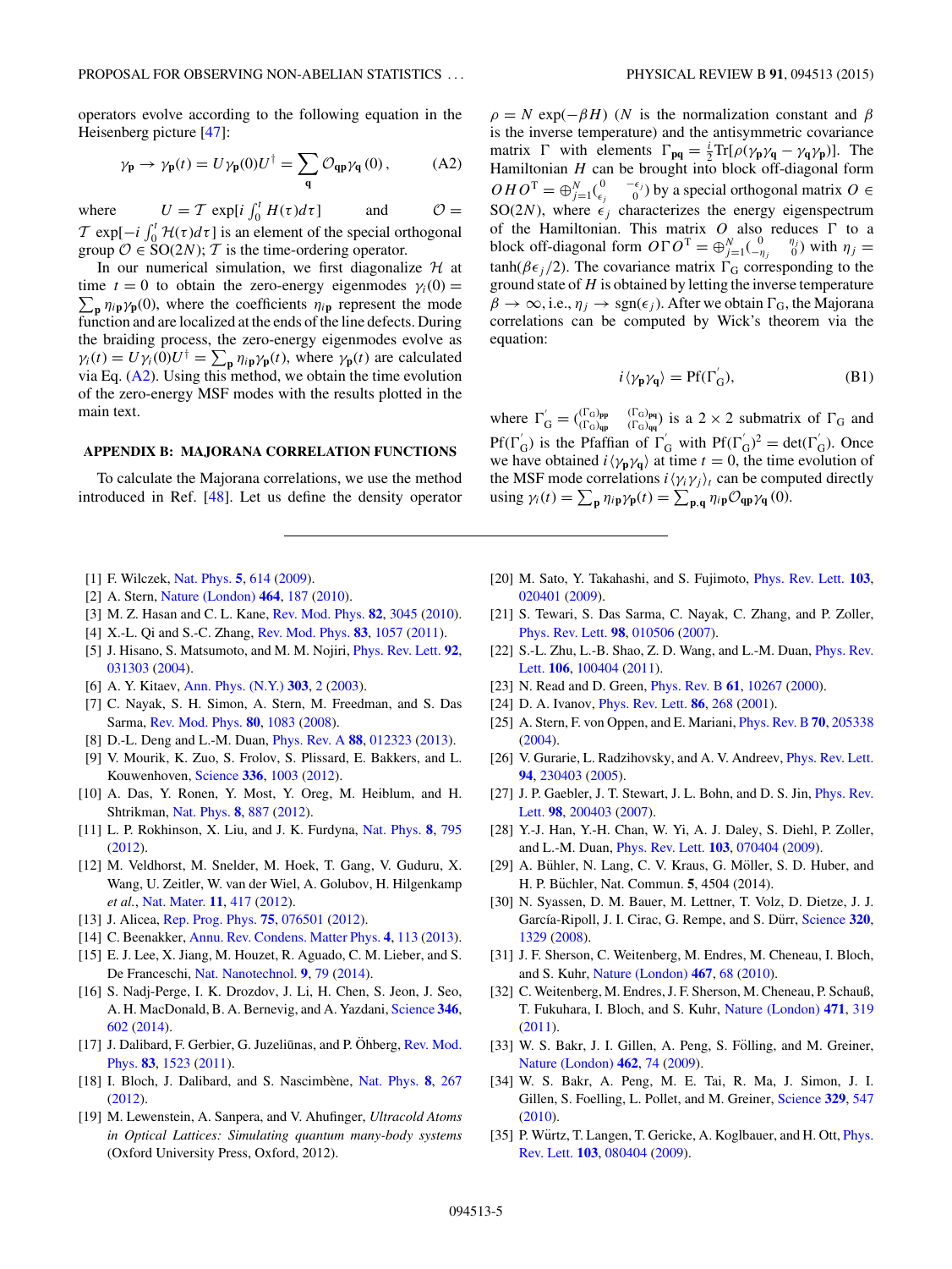operators evolve according to the following equation in the Heisenberg picture [47]:

$$\gamma_{\mathbf{p}} \rightarrow \gamma_{\mathbf{p}}(t) = U\gamma_{\mathbf{p}}(0)U^{\dagger} = \sum_{\mathbf{q}} \mathcal{O}_{\mathbf{qp}}\gamma_{\mathbf{q}}(0), \tag{A2}$$

where $U = \mathcal{T}\exp[i\int_0^t H(\tau)d\tau]$ and $\mathcal{O} = \mathcal{T}\exp[-i\int_0^t \mathcal{H}(\tau)d\tau]$ is an element of the special orthogonal group $\mathcal{O} \in \mathrm{SO}(2N)$; $\mathcal{T}$ is the time-ordering operator.

In our numerical simulation, we first diagonalize $\mathcal{H}$ at time $t = 0$ to obtain the zero-energy eigenmodes $\gamma_i(0) = \sum_{\mathbf{p}} \eta_{i\mathbf{p}}\gamma_{\mathbf{p}}(0)$, where the coefficients $\eta_{i\mathbf{p}}$ represent the mode function and are localized at the ends of the line defects. During the braiding process, the zero-energy eigenmodes evolve as $\gamma_i(t) = U\gamma_i(0)U^{\dagger} = \sum_{\mathbf{p}} \eta_{i\mathbf{p}}\gamma_{\mathbf{p}}(t)$, where $\gamma_{\mathbf{p}}(t)$ are calculated via Eq. (A2). Using this method, we obtain the time evolution of the zero-energy MSF modes with the results plotted in the main text.

## APPENDIX B: MAJORANA CORRELATION FUNCTIONS

To calculate the Majorana correlations, we use the method introduced in Ref. [48]. Let us define the density operator $\rho = N\exp(-\beta H)$ ($N$ is the normalization constant and $\beta$ is the inverse temperature) and the antisymmetric covariance matrix $\Gamma$ with elements $\Gamma_{\mathbf{pq}} = \frac{i}{2}\mathrm{Tr}[\rho(\gamma_{\mathbf{p}}\gamma_{\mathbf{q}} - \gamma_{\mathbf{q}}\gamma_{\mathbf{p}})]$. The Hamiltonian can be brought into block off-diagonal form $OHO^{\mathrm{T}} = \oplus_{j=1}^{N}\begin{pmatrix} 0 & -\epsilon_j \\ \epsilon_j & 0 \end{pmatrix}$ by a special orthogonal matrix $O \in \mathrm{SO}(2N)$, where $\epsilon_j$ characterizes the energy eigenspectrum of the Hamiltonian. This matrix $O$ also reduces $\Gamma$ to a block off-diagonal form $O\Gamma O^{\mathrm{T}} = \oplus_{j=1}^{N}\begin{pmatrix} 0 & \eta_j \\ -\eta_j & 0 \end{pmatrix}$ with $\eta_j = \tanh(\beta\epsilon_j/2)$. The covariance matrix $\Gamma_{\mathrm{G}}$ corresponding to the ground state of $H$ is obtained by letting the inverse temperature $\beta \rightarrow \infty$, i.e., $\eta_j \rightarrow \mathrm{sgn}(\epsilon_j)$. After we obtain $\Gamma_{\mathrm{G}}$, the Majorana correlations can be computed by Wick's theorem via the equation:

$$i\langle\gamma_{\mathbf{p}}\gamma_{\mathbf{q}}\rangle = \mathrm{Pf}(\Gamma_{\mathrm{G}}'), \tag{B1}$$

where $\Gamma_{\mathrm{G}}' = \begin{pmatrix} (\Gamma_{\mathrm{G}})_{\mathbf{pp}} & (\Gamma_{\mathrm{G}})_{\mathbf{pq}} \\ (\Gamma_{\mathrm{G}})_{\mathbf{qp}} & (\Gamma_{\mathrm{G}})_{\mathbf{qq}} \end{pmatrix}$ is a $2\times 2$ submatrix of $\Gamma_{\mathrm{G}}$ and $\mathrm{Pf}(\Gamma_{\mathrm{G}}')$ is the Pfaffian of $\Gamma_{\mathrm{G}}'$ with $\mathrm{Pf}(\Gamma_{\mathrm{G}}')^2 = \det(\Gamma_{\mathrm{G}}')$. Once we have obtained $i\langle\gamma_{\mathbf{p}}\gamma_{\mathbf{q}}\rangle$ at time $t = 0$, the time evolution of the MSF mode correlations $i\langle\gamma_i\gamma_j\rangle_t$ can be computed directly using $\gamma_i(t) = \sum_{\mathbf{p}} \eta_{i\mathbf{p}}\gamma_{\mathbf{p}}(t) = \sum_{\mathbf{p},\mathbf{q}} \eta_{i\mathbf{p}}\mathcal{O}_{\mathbf{qp}}\gamma_{\mathbf{q}}(0)$.

---

[1] F. Wilczek, Nat. Phys. **5**, 614 (2009).
[2] A. Stern, Nature (London) **464**, 187 (2010).
[3] M. Z. Hasan and C. L. Kane, Rev. Mod. Phys. **82**, 3045 (2010).
[4] X.-L. Qi and S.-C. Zhang, Rev. Mod. Phys. **83**, 1057 (2011).
[5] J. Hisano, S. Matsumoto, and M. M. Nojiri, Phys. Rev. Lett. **92**, 031303 (2004).
[6] A. Y. Kitaev, Ann. Phys. (N.Y.) **303**, 2 (2003).
[7] C. Nayak, S. H. Simon, A. Stern, M. Freedman, and S. Das Sarma, Rev. Mod. Phys. **80**, 1083 (2008).
[8] D.-L. Deng and L.-M. Duan, Phys. Rev. A **88**, 012323 (2013).
[9] V. Mourik, K. Zuo, S. Frolov, S. Plissard, E. Bakkers, and L. Kouwenhoven, Science **336**, 1003 (2012).
[10] A. Das, Y. Ronen, Y. Most, Y. Oreg, M. Heiblum, and H. Shtrikman, Nat. Phys. **8**, 887 (2012).
[11] L. P. Rokhinson, X. Liu, and J. K. Furdyna, Nat. Phys. **8**, 795 (2012).
[12] M. Veldhorst, M. Snelder, M. Hoek, T. Gang, V. Guduru, X. Wang, U. Zeitler, W. van der Wiel, A. Golubov, H. Hilgenkamp *et al.*, Nat. Mater. **11**, 417 (2012).
[13] J. Alicea, Rep. Prog. Phys. **75**, 076501 (2012).
[14] C. Beenakker, Annu. Rev. Condens. Matter Phys. **4**, 113 (2013).
[15] E. J. Lee, X. Jiang, M. Houzet, R. Aguado, C. M. Lieber, and S. De Franceschi, Nat. Nanotechnol. **9**, 79 (2014).
[16] S. Nadj-Perge, I. K. Drozdov, J. Li, H. Chen, S. Jeon, J. Seo, A. H. MacDonald, B. A. Bernevig, and A. Yazdani, Science **346**, 602 (2014).
[17] J. Dalibard, F. Gerbier, G. Juzeliūnas, and P. Öhberg, Rev. Mod. Phys. **83**, 1523 (2011).
[18] I. Bloch, J. Dalibard, and S. Nascimbène, Nat. Phys. **8**, 267 (2012).
[19] M. Lewenstein, A. Sanpera, and V. Ahufinger, *Ultracold Atoms in Optical Lattices: Simulating quantum many-body systems* (Oxford University Press, Oxford, 2012).
[20] M. Sato, Y. Takahashi, and S. Fujimoto, Phys. Rev. Lett. **103**, 020401 (2009).
[21] S. Tewari, S. Das Sarma, C. Nayak, C. Zhang, and P. Zoller, Phys. Rev. Lett. **98**, 010506 (2007).
[22] S.-L. Zhu, L.-B. Shao, Z. D. Wang, and L.-M. Duan, Phys. Rev. Lett. **106**, 100404 (2011).
[23] N. Read and D. Green, Phys. Rev. B **61**, 10267 (2000).
[24] D. A. Ivanov, Phys. Rev. Lett. **86**, 268 (2001).
[25] A. Stern, F. von Oppen, and E. Mariani, Phys. Rev. B **70**, 205338 (2004).
[26] V. Gurarie, L. Radzihovsky, and A. V. Andreev, Phys. Rev. Lett. **94**, 230403 (2005).
[27] J. P. Gaebler, J. T. Stewart, J. L. Bohn, and D. S. Jin, Phys. Rev. Lett. **98**, 200403 (2007).
[28] Y.-J. Han, Y.-H. Chan, W. Yi, A. J. Daley, S. Diehl, P. Zoller, and L.-M. Duan, Phys. Rev. Lett. **103**, 070404 (2009).
[29] A. Bühler, N. Lang, C. V. Kraus, G. Möller, S. D. Huber, and H. P. Büchler, Nat. Commun. **5**, 4504 (2014).
[30] N. Syassen, D. M. Bauer, M. Lettner, T. Volz, D. Dietze, J. J. García-Ripoll, J. I. Cirac, G. Rempe, and S. Dürr, Science **320**, 1329 (2008).
[31] J. F. Sherson, C. Weitenberg, M. Endres, M. Cheneau, I. Bloch, and S. Kuhr, Nature (London) **467**, 68 (2010).
[32] C. Weitenberg, M. Endres, J. F. Sherson, M. Cheneau, P. Schauß, T. Fukuhara, I. Bloch, and S. Kuhr, Nature (London) **471**, 319 (2011).
[33] W. S. Bakr, J. I. Gillen, A. Peng, S. Fölling, and M. Greiner, Nature (London) **462**, 74 (2009).
[34] W. S. Bakr, A. Peng, M. E. Tai, R. Ma, J. Simon, J. I. Gillen, S. Foelling, L. Pollet, and M. Greiner, Science **329**, 547 (2010).
[35] P. Würtz, T. Langen, T. Gericke, A. Koglbauer, and H. Ott, Phys. Rev. Lett. **103**, 080404 (2009).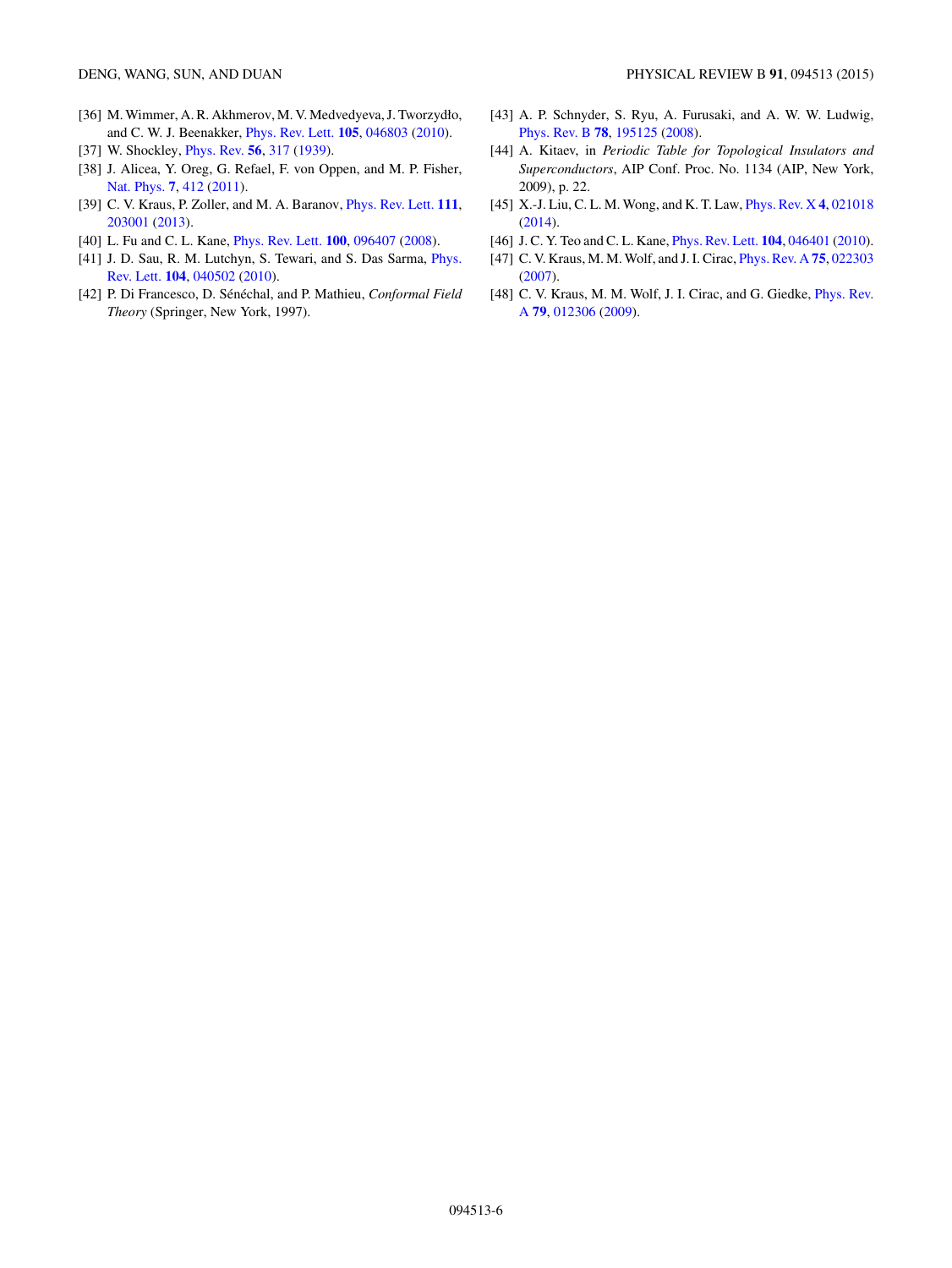[36] M. Wimmer, A. R. Akhmerov, M. V. Medvedyeva, J. Tworzydło, and C. W. J. Beenakker, Phys. Rev. Lett. **105**, 046803 (2010).

[37] W. Shockley, Phys. Rev. **56**, 317 (1939).

[38] J. Alicea, Y. Oreg, G. Refael, F. von Oppen, and M. P. Fisher, Nat. Phys. **7**, 412 (2011).

[39] C. V. Kraus, P. Zoller, and M. A. Baranov, Phys. Rev. Lett. **111**, 203001 (2013).

[40] L. Fu and C. L. Kane, Phys. Rev. Lett. **100**, 096407 (2008).

[41] J. D. Sau, R. M. Lutchyn, S. Tewari, and S. Das Sarma, Phys. Rev. Lett. **104**, 040502 (2010).

[42] P. Di Francesco, D. Sénéchal, and P. Mathieu, *Conformal Field Theory* (Springer, New York, 1997).

[43] A. P. Schnyder, S. Ryu, A. Furusaki, and A. W. W. Ludwig, Phys. Rev. B **78**, 195125 (2008).

[44] A. Kitaev, in *Periodic Table for Topological Insulators and Superconductors*, AIP Conf. Proc. No. 1134 (AIP, New York, 2009), p. 22.

[45] X.-J. Liu, C. L. M. Wong, and K. T. Law, Phys. Rev. X **4**, 021018 (2014).

[46] J. C. Y. Teo and C. L. Kane, Phys. Rev. Lett. **104**, 046401 (2010).

[47] C. V. Kraus, M. M. Wolf, and J. I. Cirac, Phys. Rev. A **75**, 022303 (2007).

[48] C. V. Kraus, M. M. Wolf, J. I. Cirac, and G. Giedke, Phys. Rev. A **79**, 012306 (2009).